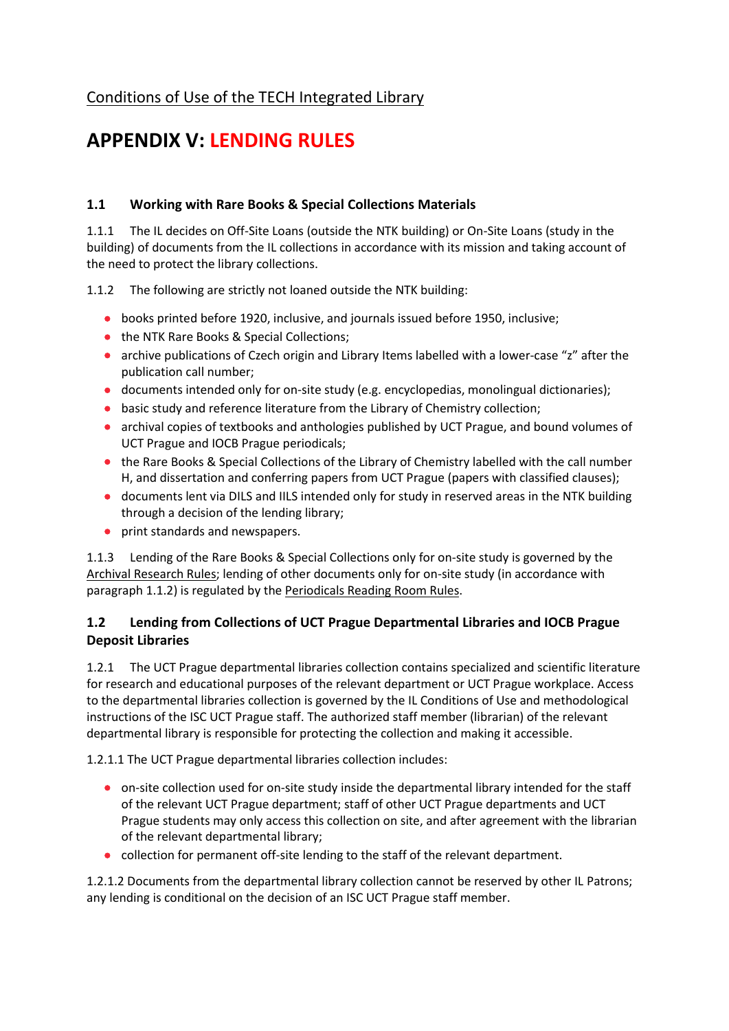Conditions of Use of the TECH Integrated Library

# APPENDIX V: LENDING RULES

### 1.1 Working with Rare Books & Special Collections Materials

1.1.1 The IL decides on Off-Site Loans (outside the NTK building) or On-Site Loans (study in the building) of documents from the IL collections in accordance with its mission and taking account of the need to protect the library collections.

1.1.2 The following are strictly not loaned outside the NTK building:

- books printed before 1920, inclusive, and journals issued before 1950, inclusive;
- the NTK Rare Books & Special Collections;
- archive publications of Czech origin and Library Items labelled with a lower-case "z" after the publication call number;
- documents intended only for on-site study (e.g. encyclopedias, monolingual dictionaries);
- basic study and reference literature from the Library of Chemistry collection;
- archival copies of textbooks and anthologies published by UCT Prague, and bound volumes of UCT Prague and IOCB Prague periodicals;
- the Rare Books & Special Collections of the Library of Chemistry labelled with the call number H, and dissertation and conferring papers from UCT Prague (papers with classified clauses);
- documents lent via DILS and IILS intended only for study in reserved areas in the NTK building through a decision of the lending library;
- print standards and newspapers.

1.1.3 Lending of the Rare Books & Special Collections only for on-site study is governed by the Archival Research Rules; lending of other documents only for on-site study (in accordance with paragraph 1.1.2) is regulated by the Periodicals Reading Room Rules.

### 1.2 Lending from Collections of UCT Prague Departmental Libraries and IOCB Prague Deposit Libraries

1.2.1 The UCT Prague departmental libraries collection contains specialized and scientific literature for research and educational purposes of the relevant department or UCT Prague workplace. Access to the departmental libraries collection is governed by the IL Conditions of Use and methodological instructions of the ISC UCT Prague staff. The authorized staff member (librarian) of the relevant departmental library is responsible for protecting the collection and making it accessible.

1.2.1.1 The UCT Prague departmental libraries collection includes:

- on-site collection used for on-site study inside the departmental library intended for the staff of the relevant UCT Prague department; staff of other UCT Prague departments and UCT Prague students may only access this collection on site, and after agreement with the librarian of the relevant departmental library;
- collection for permanent off-site lending to the staff of the relevant department.

1.2.1.2 Documents from the departmental library collection cannot be reserved by other IL Patrons; any lending is conditional on the decision of an ISC UCT Prague staff member.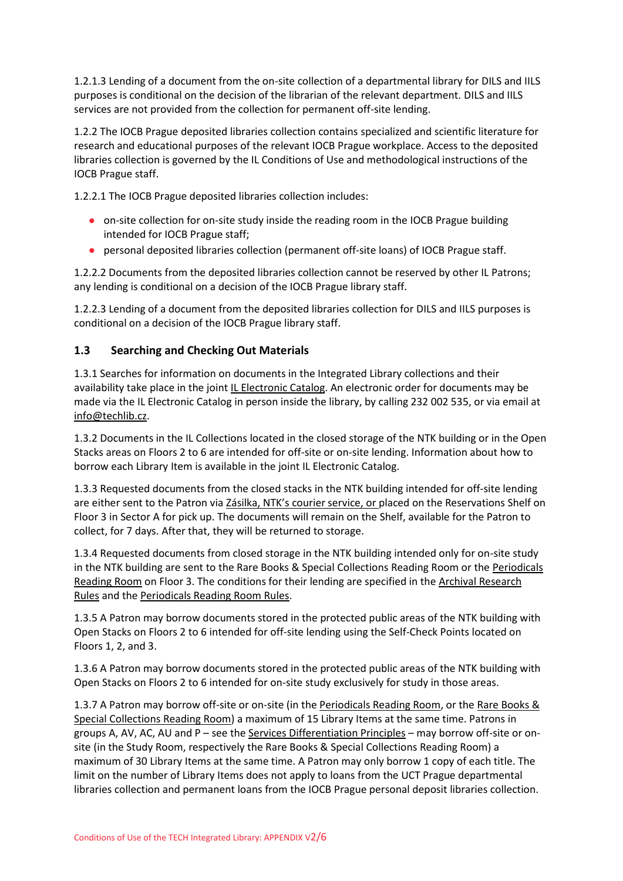1.2.1.3 Lending of a document from the on-site collection of a departmental library for DILS and IILS purposes is conditional on the decision of the librarian of the relevant department. DILS and IILS services are not provided from the collection for permanent off-site lending.

1.2.2 The IOCB Prague deposited libraries collection contains specialized and scientific literature for research and educational purposes of the relevant IOCB Prague workplace. Access to the deposited libraries collection is governed by the IL Conditions of Use and methodological instructions of the IOCB Prague staff.

1.2.2.1 The IOCB Prague deposited libraries collection includes:

- on-site collection for on-site study inside the reading room in the IOCB Prague building intended for IOCB Prague staff;
- personal deposited libraries collection (permanent off-site loans) of IOCB Prague staff.

1.2.2.2 Documents from the deposited libraries collection cannot be reserved by other IL Patrons; any lending is conditional on a decision of the IOCB Prague library staff.

1.2.2.3 Lending of a document from the deposited libraries collection for DILS and IILS purposes is conditional on a decision of the IOCB Prague library staff.

## 1.3 Searching and Checking Out Materials

1.3.1 Searches for information on documents in the Integrated Library collections and their availability take place in the joint IL Electronic Catalog. An electronic order for documents may be made via the IL Electronic Catalog in person inside the library, by calling 232 002 535, or via email at info@techlib.cz.

1.3.2 Documents in the IL Collections located in the closed storage of the NTK building or in the Open Stacks areas on Floors 2 to 6 are intended for off-site or on-site lending. Information about how to borrow each Library Item is available in the joint IL Electronic Catalog.

1.3.3 Requested documents from the closed stacks in the NTK building intended for off-site lending are either sent to the Patron via Zásilka, NTK's courier service, or placed on the Reservations Shelf on Floor 3 in Sector A for pick up. The documents will remain on the Shelf, available for the Patron to collect, for 7 days. After that, they will be returned to storage.

1.3.4 Requested documents from closed storage in the NTK building intended only for on-site study in the NTK building are sent to the Rare Books & Special Collections Reading Room or the Periodicals Reading Room on Floor 3. The conditions for their lending are specified in the Archival Research Rules and the Periodicals Reading Room Rules.

1.3.5 A Patron may borrow documents stored in the protected public areas of the NTK building with Open Stacks on Floors 2 to 6 intended for off-site lending using the Self-Check Points located on Floors 1, 2, and 3.

1.3.6 A Patron may borrow documents stored in the protected public areas of the NTK building with Open Stacks on Floors 2 to 6 intended for on-site study exclusively for study in those areas.

1.3.7 A Patron may borrow off-site or on-site (in the Periodicals Reading Room, or the Rare Books & Special Collections Reading Room) a maximum of 15 Library Items at the same time. Patrons in groups A, AV, AC, AU and P – see the Services Differentiation Principles – may borrow off-site or on-site (in the Study Room, respectively the Rare Books & Special Collections Reading Room) a maximum of 30 Library Items at the same time. A Patron may only borrow 1 copy of each title. The limit on the number of Library Items does not apply to loans from the UCT Prague departmental libraries collection and permanent loans from the IOCB Prague personal deposit libraries collection.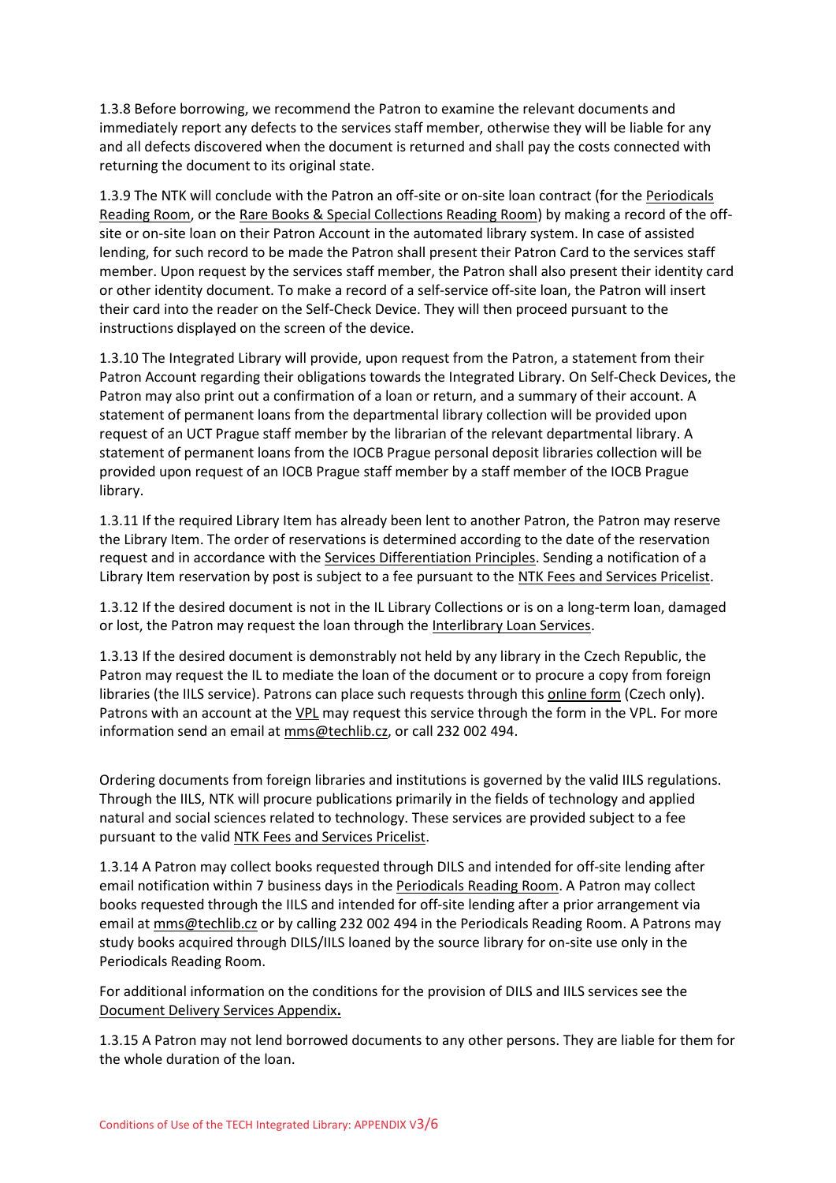1.3.8 Before borrowing, we recommend the Patron to examine the relevant documents and immediately report any defects to the services staff member, otherwise they will be liable for any and all defects discovered when the document is returned and shall pay the costs connected with returning the document to its original state.

1.3.9 The NTK will conclude with the Patron an off-site or on-site loan contract (for the Periodicals Reading Room, or the Rare Books & Special Collections Reading Room) by making a record of the off-site or on-site loan on their Patron Account in the automated library system. In case of assisted lending, for such record to be made the Patron shall present their Patron Card to the services staff member. Upon request by the services staff member, the Patron shall also present their identity card or other identity document. To make a record of a self-service off-site loan, the Patron will insert their card into the reader on the Self-Check Device. They will then proceed pursuant to the instructions displayed on the screen of the device.

1.3.10 The Integrated Library will provide, upon request from the Patron, a statement from their Patron Account regarding their obligations towards the Integrated Library. On Self-Check Devices, the Patron may also print out a confirmation of a loan or return, and a summary of their account. A statement of permanent loans from the departmental library collection will be provided upon request of an UCT Prague staff member by the librarian of the relevant departmental library. A statement of permanent loans from the IOCB Prague personal deposit libraries collection will be provided upon request of an IOCB Prague staff member by a staff member of the IOCB Prague library.

1.3.11 If the required Library Item has already been lent to another Patron, the Patron may reserve the Library Item. The order of reservations is determined according to the date of the reservation request and in accordance with the Services Differentiation Principles. Sending a notification of a Library Item reservation by post is subject to a fee pursuant to the NTK Fees and Services Pricelist.

1.3.12 If the desired document is not in the IL Library Collections or is on a long-term loan, damaged or lost, the Patron may request the loan through the Interlibrary Loan Services.

1.3.13 If the desired document is demonstrably not held by any library in the Czech Republic, the Patron may request the IL to mediate the loan of the document or to procure a copy from foreign libraries (the IILS service). Patrons can place such requests through this online form (Czech only). Patrons with an account at the VPL may request this service through the form in the VPL. For more information send an email at mms@techlib.cz, or call 232 002 494.

Ordering documents from foreign libraries and institutions is governed by the valid IILS regulations. Through the IILS, NTK will procure publications primarily in the fields of technology and applied natural and social sciences related to technology. These services are provided subject to a fee pursuant to the valid NTK Fees and Services Pricelist.

1.3.14 A Patron may collect books requested through DILS and intended for off-site lending after email notification within 7 business days in the Periodicals Reading Room. A Patron may collect books requested through the IILS and intended for off-site lending after a prior arrangement via email at mms@techlib.cz or by calling 232 002 494 in the Periodicals Reading Room. A Patrons may study books acquired through DILS/IILS loaned by the source library for on-site use only in the Periodicals Reading Room.

For additional information on the conditions for the provision of DILS and IILS services see the Document Delivery Services Appendix**.**

1.3.15 A Patron may not lend borrowed documents to any other persons. They are liable for them for the whole duration of the loan.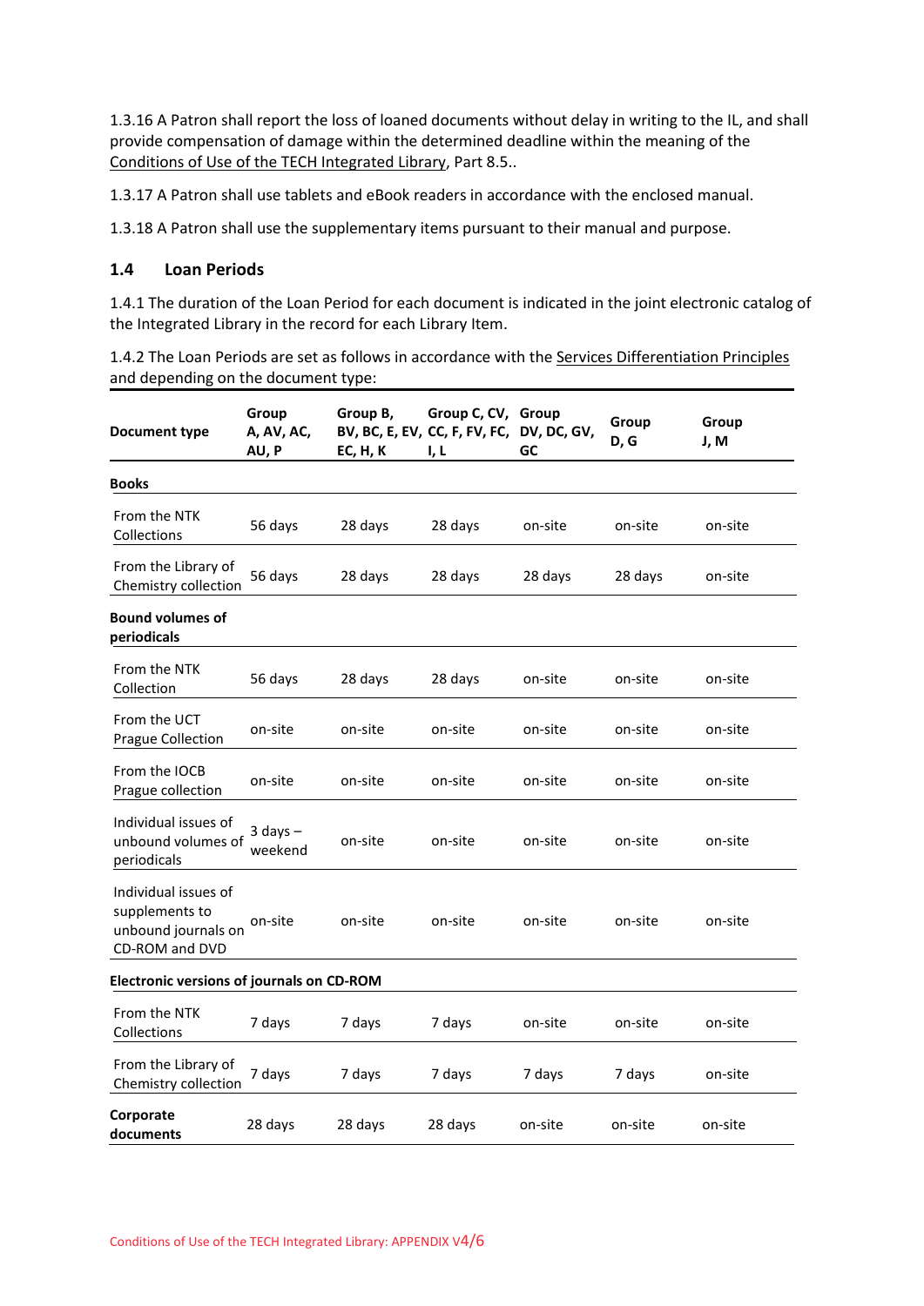1.3.16 A Patron shall report the loss of loaned documents without delay in writing to the IL, and shall provide compensation of damage within the determined deadline within the meaning of the Conditions of Use of the TECH Integrated Library, Part 8.5..

1.3.17 A Patron shall use tablets and eBook readers in accordance with the enclosed manual.

1.3.18 A Patron shall use the supplementary items pursuant to their manual and purpose.

## 1.4 Loan Periods

1.4.1 The duration of the Loan Period for each document is indicated in the joint electronic catalog of the Integrated Library in the record for each Library Item.

1.4.2 The Loan Periods are set as follows in accordance with the Services Differentiation Principles and depending on the document type:

| Document type | Group A, AV, AC, AU, P | Group B, BV, BC, E, EV, EC, H, K | Group C, CV, CC, F, FV, FC, I, L | Group DV, DC, GV, GC | Group D, G | Group J, M |
|---|---|---|---|---|---|---|
| **Books** | | | | | | |
| From the NTK Collections | 56 days | 28 days | 28 days | on-site | on-site | on-site |
| From the Library of Chemistry collection | 56 days | 28 days | 28 days | 28 days | 28 days | on-site |
| **Bound volumes of periodicals** | | | | | | |
| From the NTK Collection | 56 days | 28 days | 28 days | on-site | on-site | on-site |
| From the UCT Prague Collection | on-site | on-site | on-site | on-site | on-site | on-site |
| From the IOCB Prague collection | on-site | on-site | on-site | on-site | on-site | on-site |
| Individual issues of unbound volumes of periodicals | 3 days – weekend | on-site | on-site | on-site | on-site | on-site |
| Individual issues of supplements to unbound journals on CD-ROM and DVD | on-site | on-site | on-site | on-site | on-site | on-site |
| **Electronic versions of journals on CD-ROM** | | | | | | |
| From the NTK Collections | 7 days | 7 days | 7 days | on-site | on-site | on-site |
| From the Library of Chemistry collection | 7 days | 7 days | 7 days | 7 days | 7 days | on-site |
| **Corporate documents** | 28 days | 28 days | 28 days | on-site | on-site | on-site |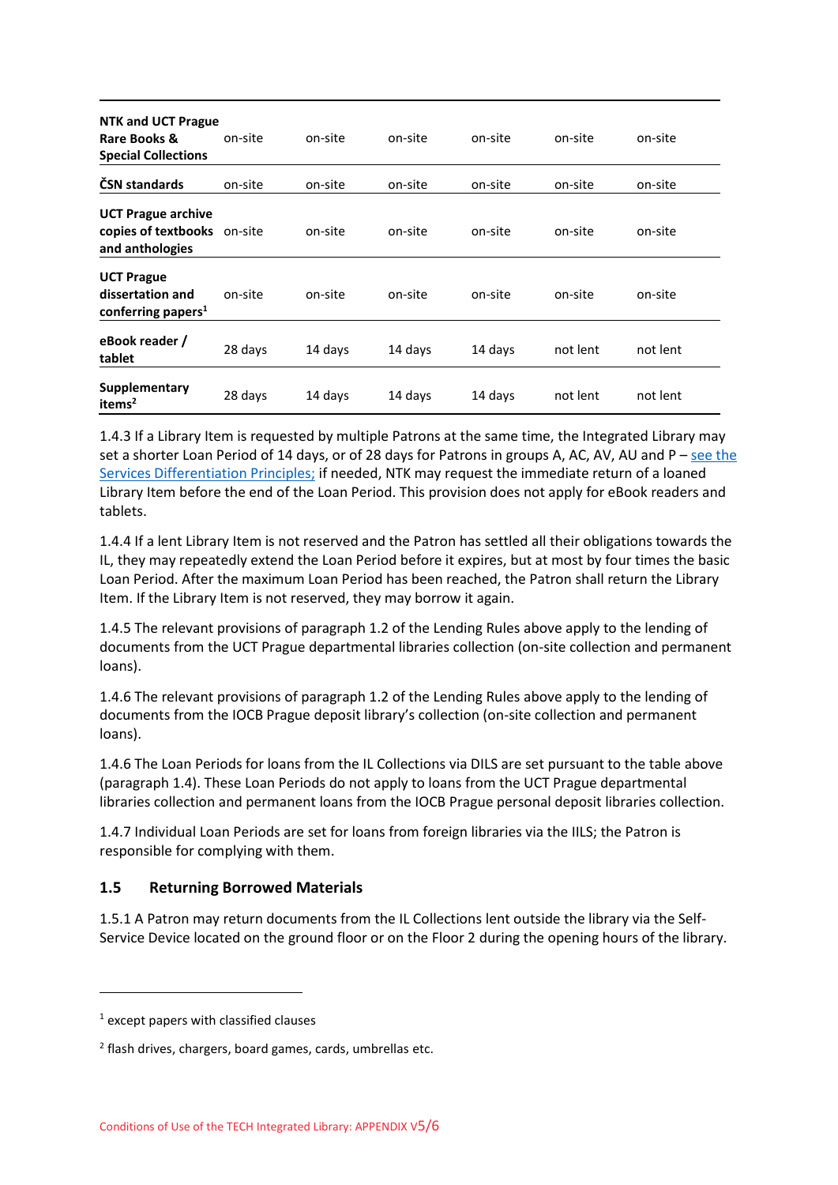| | | | | | | |
|---|---|---|---|---|---|---|
| **NTK and UCT Prague Rare Books & Special Collections** | on-site | on-site | on-site | on-site | on-site | on-site |
| **ČSN standards** | on-site | on-site | on-site | on-site | on-site | on-site |
| **UCT Prague archive copies of textbooks and anthologies** | on-site | on-site | on-site | on-site | on-site | on-site |
| **UCT Prague dissertation and conferring papers**[1] | on-site | on-site | on-site | on-site | on-site | on-site |
| **eBook reader / tablet** | 28 days | 14 days | 14 days | 14 days | not lent | not lent |
| **Supplementary items**[2] | 28 days | 14 days | 14 days | 14 days | not lent | not lent |

1.4.3 If a Library Item is requested by multiple Patrons at the same time, the Integrated Library may set a shorter Loan Period of 14 days, or of 28 days for Patrons in groups A, AC, AV, AU and P – see the Services Differentiation Principles; if needed, NTK may request the immediate return of a loaned Library Item before the end of the Loan Period. This provision does not apply for eBook readers and tablets.

1.4.4 If a lent Library Item is not reserved and the Patron has settled all their obligations towards the IL, they may repeatedly extend the Loan Period before it expires, but at most by four times the basic Loan Period. After the maximum Loan Period has been reached, the Patron shall return the Library Item. If the Library Item is not reserved, they may borrow it again.

1.4.5 The relevant provisions of paragraph 1.2 of the Lending Rules above apply to the lending of documents from the UCT Prague departmental libraries collection (on-site collection and permanent loans).

1.4.6 The relevant provisions of paragraph 1.2 of the Lending Rules above apply to the lending of documents from the IOCB Prague deposit library's collection (on-site collection and permanent loans).

1.4.6 The Loan Periods for loans from the IL Collections via DILS are set pursuant to the table above (paragraph 1.4). These Loan Periods do not apply to loans from the UCT Prague departmental libraries collection and permanent loans from the IOCB Prague personal deposit libraries collection.

1.4.7 Individual Loan Periods are set for loans from foreign libraries via the IILS; the Patron is responsible for complying with them.

## 1.5 Returning Borrowed Materials

1.5.1 A Patron may return documents from the IL Collections lent outside the library via the Self-Service Device located on the ground floor or on the Floor 2 during the opening hours of the library.

---

[1] except papers with classified clauses

[2] flash drives, chargers, board games, cards, umbrellas etc.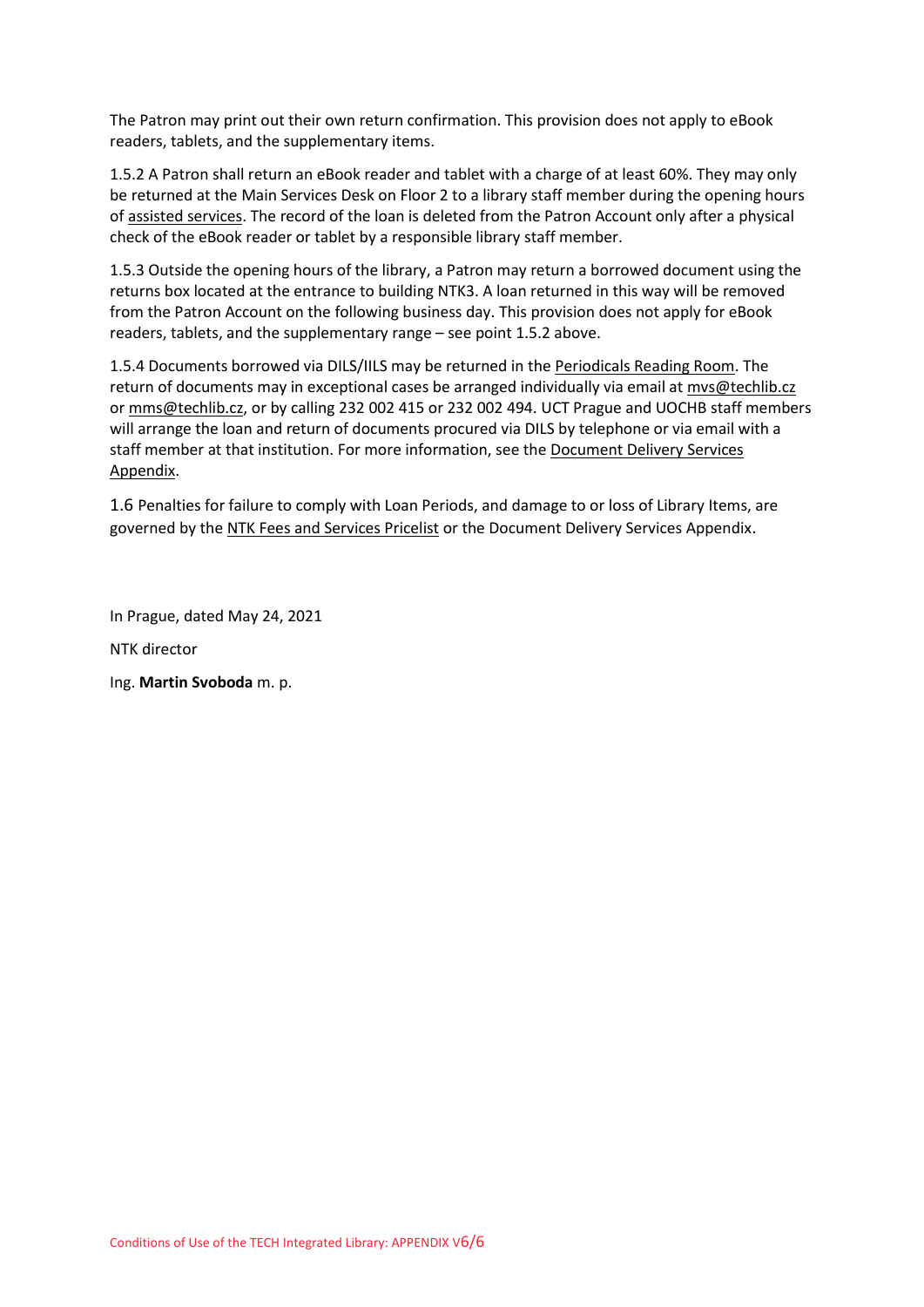The Patron may print out their own return confirmation. This provision does not apply to eBook readers, tablets, and the supplementary items.

1.5.2 A Patron shall return an eBook reader and tablet with a charge of at least 60%. They may only be returned at the Main Services Desk on Floor 2 to a library staff member during the opening hours of assisted services. The record of the loan is deleted from the Patron Account only after a physical check of the eBook reader or tablet by a responsible library staff member.

1.5.3 Outside the opening hours of the library, a Patron may return a borrowed document using the returns box located at the entrance to building NTK3. A loan returned in this way will be removed from the Patron Account on the following business day. This provision does not apply for eBook readers, tablets, and the supplementary range – see point 1.5.2 above.

1.5.4 Documents borrowed via DILS/IILS may be returned in the Periodicals Reading Room. The return of documents may in exceptional cases be arranged individually via email at mvs@techlib.cz or mms@techlib.cz, or by calling 232 002 415 or 232 002 494. UCT Prague and UOCHB staff members will arrange the loan and return of documents procured via DILS by telephone or via email with a staff member at that institution. For more information, see the Document Delivery Services Appendix.

1.6 Penalties for failure to comply with Loan Periods, and damage to or loss of Library Items, are governed by the NTK Fees and Services Pricelist or the Document Delivery Services Appendix.

In Prague, dated May 24, 2021

NTK director

Ing. **Martin Svoboda** m. p.